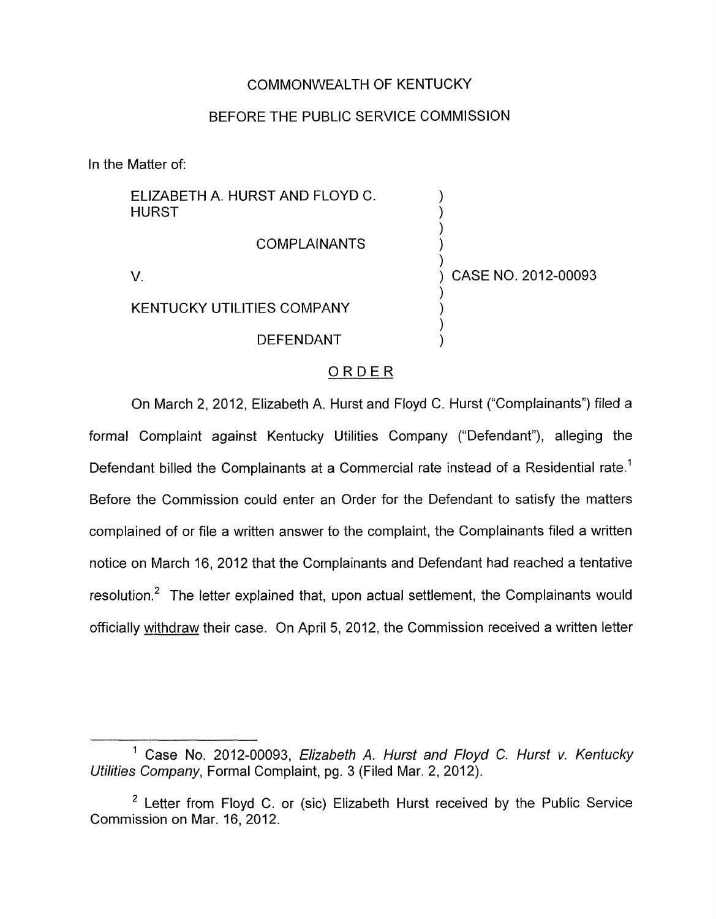COMMONWEALTH OF KENTUCKY

BEFORE THE PUBLIC SERVICE COMMISSION

In the Matter of:

| | | |
|---|---|---|
| ELIZABETH A. HURST AND FLOYD C. HURST | ) | |
| COMPLAINANTS | ) | |
| V. | ) | CASE NO. 2012-00093 |
| KENTUCKY UTILITIES COMPANY | ) | |
| DEFENDANT | ) | |

ORDER

On March 2, 2012, Elizabeth A. Hurst and Floyd C. Hurst ("Complainants") filed a formal Complaint against Kentucky Utilities Company ("Defendant"), alleging the Defendant billed the Complainants at a Commercial rate instead of a Residential rate.[1] Before the Commission could enter an Order for the Defendant to satisfy the matters complained of or file a written answer to the complaint, the Complainants filed a written notice on March 16, 2012 that the Complainants and Defendant had reached a tentative resolution.[2] The letter explained that, upon actual settlement, the Complainants would officially withdraw their case. On April 5, 2012, the Commission received a written letter

---

[1] Case No. 2012-00093, *Elizabeth A. Hurst and Floyd C. Hurst v. Kentucky Utilities Company*, Formal Complaint, pg. 3 (Filed Mar. 2, 2012).

[2] Letter from Floyd C. or (sic) Elizabeth Hurst received by the Public Service Commission on Mar. 16, 2012.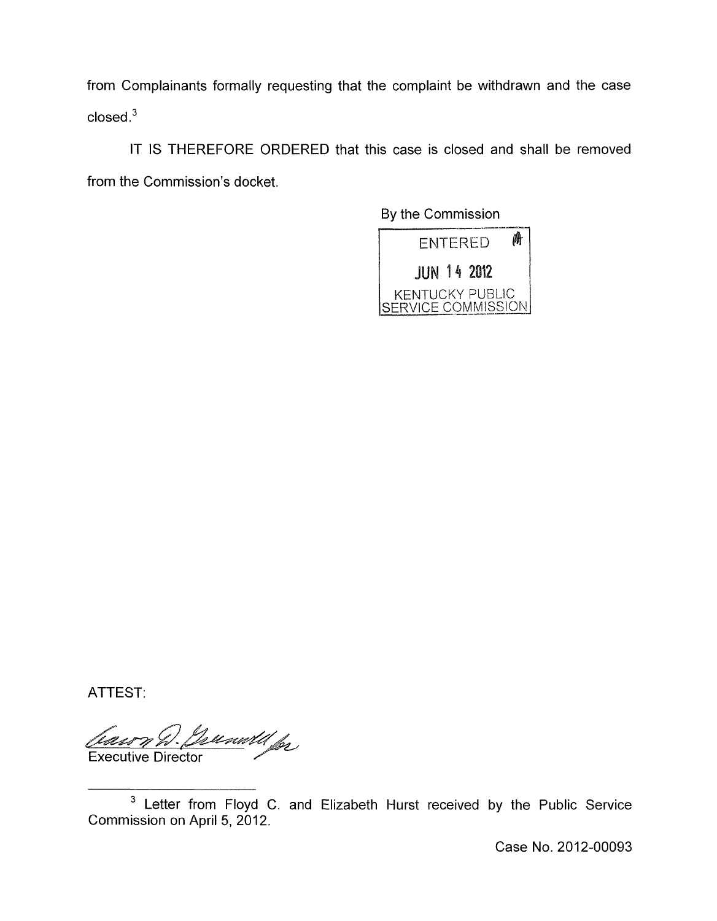from Complainants formally requesting that the complaint be withdrawn and the case closed.[3]

IT IS THEREFORE ORDERED that this case is closed and shall be removed from the Commission's docket.

By the Commission

ENTERED
JUN 14 2012
KENTUCKY PUBLIC SERVICE COMMISSION

ATTEST:

Executive Director

---

[3] Letter from Floyd C. and Elizabeth Hurst received by the Public Service Commission on April 5, 2012.

Case No. 2012-00093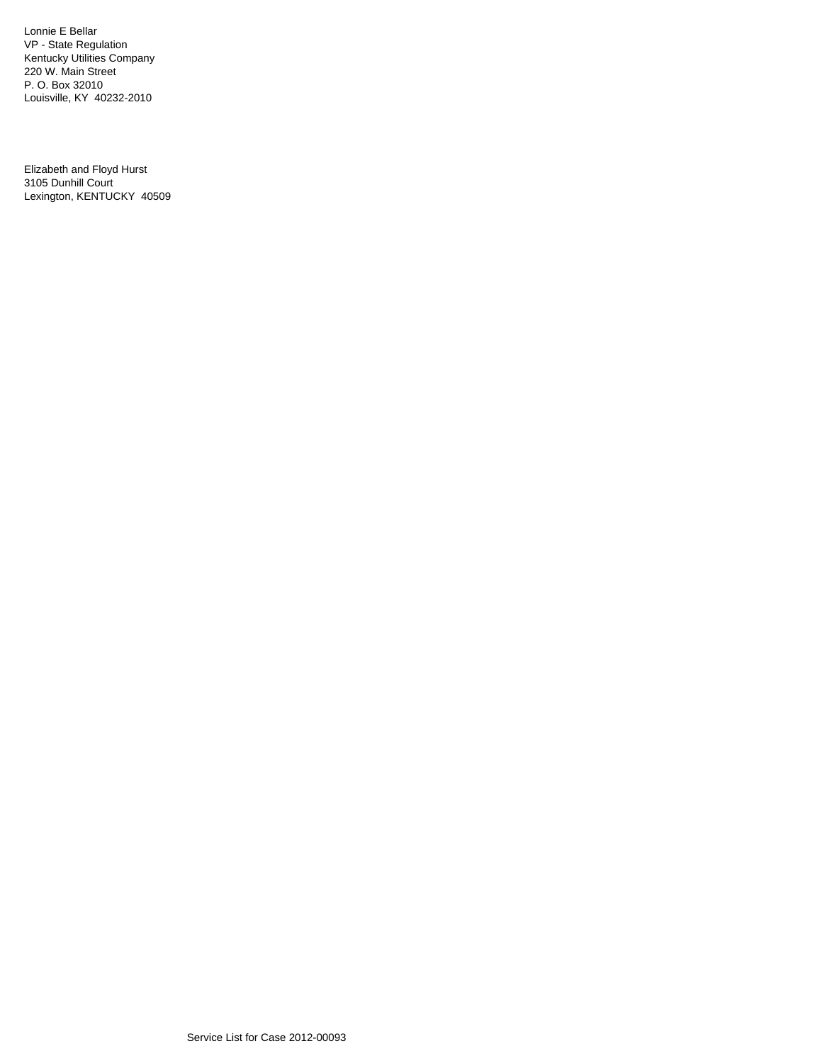Lonnie E Bellar
VP - State Regulation
Kentucky Utilities Company
220 W. Main Street
P. O. Box 32010
Louisville, KY 40232-2010

Elizabeth and Floyd Hurst
3105 Dunhill Court
Lexington, KENTUCKY 40509